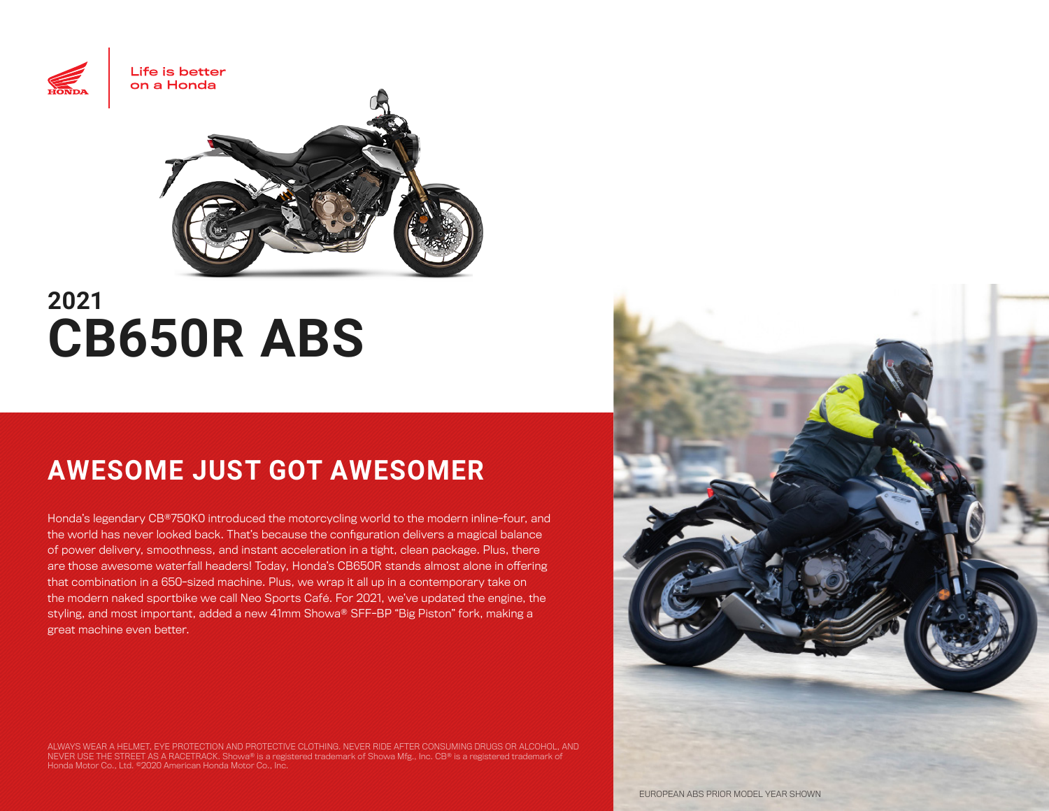Life is better on a Honda

2021

# CB650R ABS

## AWESOME JUST GOT AWESOMER

Honda's legendary CB®750K0 introduced the motorcycling world to the modern inline-four, and the world has never looked back. That's because the configuration delivers a magical balance of power delivery, smoothness, and instant acceleration in a tight, clean package. Plus, there are those awesome waterfall headers! Today, Honda's CB650R stands almost alone in offering that combination in a 650-sized machine. Plus, we wrap it all up in a contemporary take on the modern naked sportbike we call Neo Sports Café. For 2021, we've updated the engine, the styling, and most important, added a new 41mm Showa® SFF-BP "Big Piston" fork, making a great machine even better.

ALWAYS WEAR A HELMET, EYE PROTECTION AND PROTECTIVE CLOTHING. NEVER RIDE AFTER CONSUMING DRUGS OR ALCOHOL, AND NEVER USE THE STREET AS A RACETRACK. Showa® is a registered trademark of Showa Mfg., Inc. CB® is a registered trademark of Honda Motor Co., Ltd. ©2020 American Honda Motor Co., Inc.

EUROPEAN ABS PRIOR MODEL YEAR SHOWN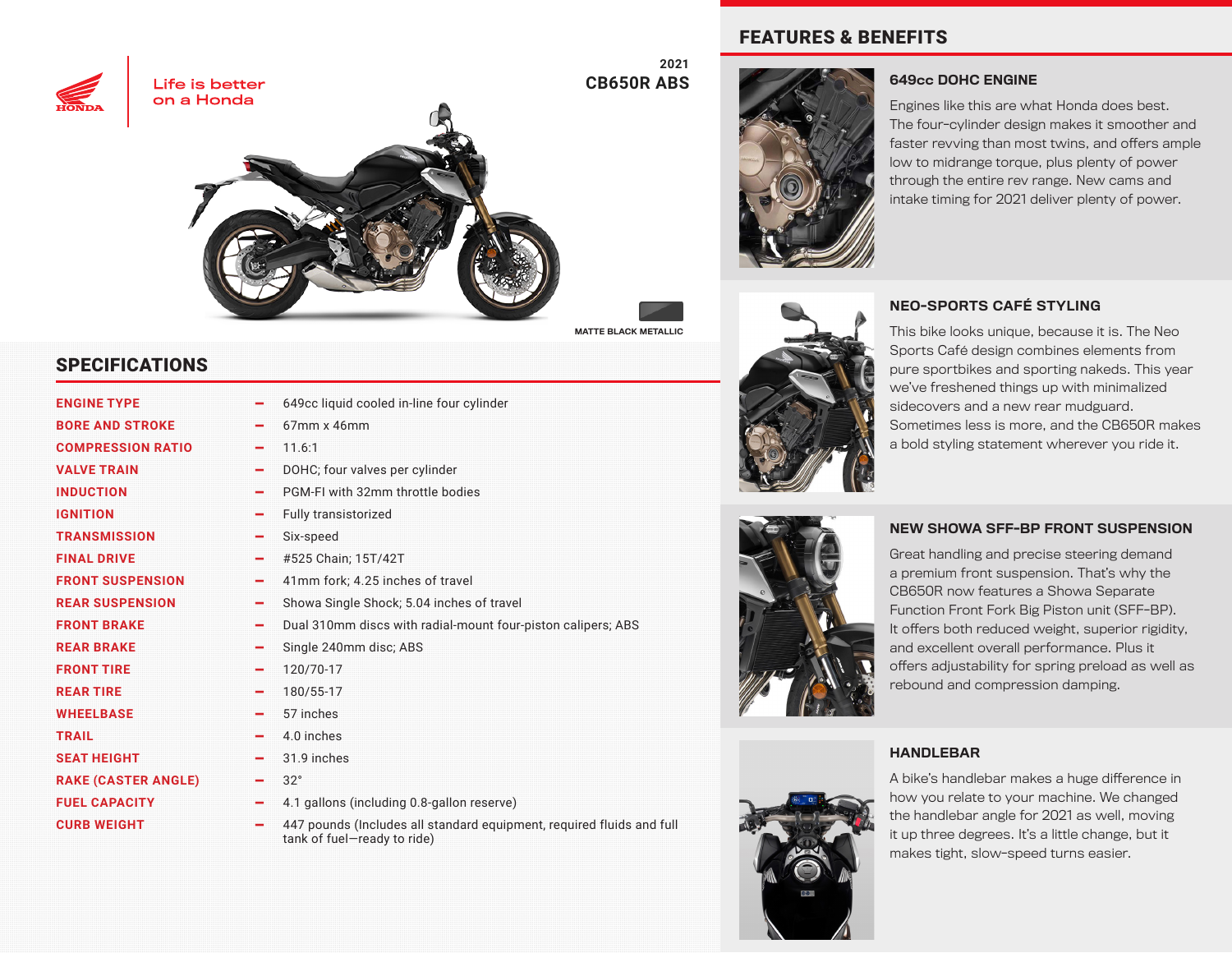Life is better on a Honda

2021
## CB650R ABS

MATTE BLACK METALLIC

## SPECIFICATIONS

| | |
|---|---|
| ENGINE TYPE | 649cc liquid cooled in-line four cylinder |
| BORE AND STROKE | 67mm x 46mm |
| COMPRESSION RATIO | 11.6:1 |
| VALVE TRAIN | DOHC; four valves per cylinder |
| INDUCTION | PGM-FI with 32mm throttle bodies |
| IGNITION | Fully transistorized |
| TRANSMISSION | Six-speed |
| FINAL DRIVE | #525 Chain; 15T/42T |
| FRONT SUSPENSION | 41mm fork; 4.25 inches of travel |
| REAR SUSPENSION | Showa Single Shock; 5.04 inches of travel |
| FRONT BRAKE | Dual 310mm discs with radial-mount four-piston calipers; ABS |
| REAR BRAKE | Single 240mm disc; ABS |
| FRONT TIRE | 120/70-17 |
| REAR TIRE | 180/55-17 |
| WHEELBASE | 57 inches |
| TRAIL | 4.0 inches |
| SEAT HEIGHT | 31.9 inches |
| RAKE (CASTER ANGLE) | 32° |
| FUEL CAPACITY | 4.1 gallons (including 0.8-gallon reserve) |
| CURB WEIGHT | 447 pounds (Includes all standard equipment, required fluids and full tank of fuel—ready to ride) |

## FEATURES & BENEFITS

### 649cc DOHC ENGINE

Engines like this are what Honda does best. The four-cylinder design makes it smoother and faster revving than most twins, and offers ample low to midrange torque, plus plenty of power through the entire rev range. New cams and intake timing for 2021 deliver plenty of power.

### NEO-SPORTS CAFÉ STYLING

This bike looks unique, because it is. The Neo Sports Café design combines elements from pure sportbikes and sporting nakeds. This year we've freshened things up with minimalized sidecovers and a new rear mudguard. Sometimes less is more, and the CB650R makes a bold styling statement wherever you ride it.

### NEW SHOWA SFF-BP FRONT SUSPENSION

Great handling and precise steering demand a premium front suspension. That's why the CB650R now features a Showa Separate Function Front Fork Big Piston unit (SFF-BP). It offers both reduced weight, superior rigidity, and excellent overall performance. Plus it offers adjustability for spring preload as well as rebound and compression damping.

### HANDLEBAR

A bike's handlebar makes a huge difference in how you relate to your machine. We changed the handlebar angle for 2021 as well, moving it up three degrees. It's a little change, but it makes tight, slow-speed turns easier.